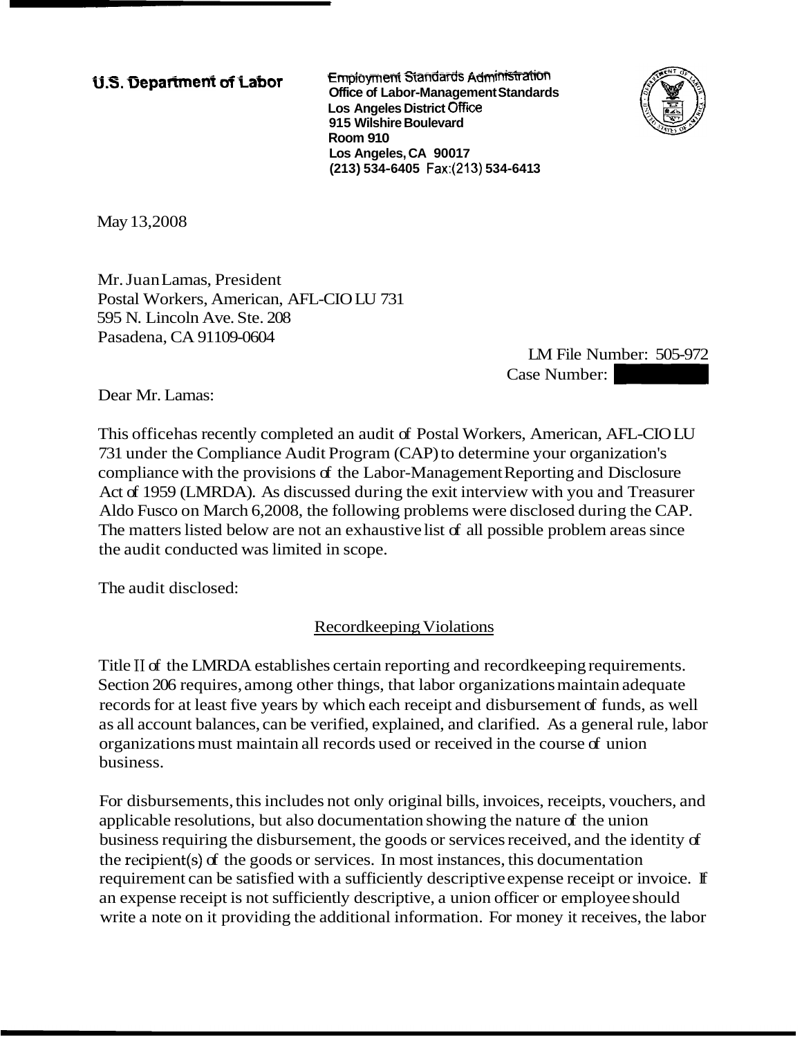U.S. Department of Labor

Employment Standards Administration
Office of Labor-Management Standards
Los Angeles District Office
915 Wilshire Boulevard
Room 910
Los Angeles, CA 90017
(213) 534-6405 Fax:(213) 534-6413

May 13,2008

Mr. Juan Lamas, President
Postal Workers, American, AFL-CIO LU 731
595 N. Lincoln Ave. Ste. 208
Pasadena, CA 91109-0604

LM File Number: 505-972
Case Number:

Dear Mr. Lamas:

This office has recently completed an audit of Postal Workers, American, AFL-CIO LU 731 under the Compliance Audit Program (CAP) to determine your organization's compliance with the provisions of the Labor-Management Reporting and Disclosure Act of 1959 (LMRDA). As discussed during the exit interview with you and Treasurer Aldo Fusco on March 6,2008, the following problems were disclosed during the CAP. The matters listed below are not an exhaustive list of all possible problem areas since the audit conducted was limited in scope.

The audit disclosed:

## Recordkeeping Violations

Title II of the LMRDA establishes certain reporting and recordkeeping requirements. Section 206 requires, among other things, that labor organizations maintain adequate records for at least five years by which each receipt and disbursement of funds, as well as all account balances, can be verified, explained, and clarified. As a general rule, labor organizations must maintain all records used or received in the course of union business.

For disbursements, this includes not only original bills, invoices, receipts, vouchers, and applicable resolutions, but also documentation showing the nature of the union business requiring the disbursement, the goods or services received, and the identity of the recipient(s) of the goods or services. In most instances, this documentation requirement can be satisfied with a sufficiently descriptive expense receipt or invoice. If an expense receipt is not sufficiently descriptive, a union officer or employee should write a note on it providing the additional information. For money it receives, the labor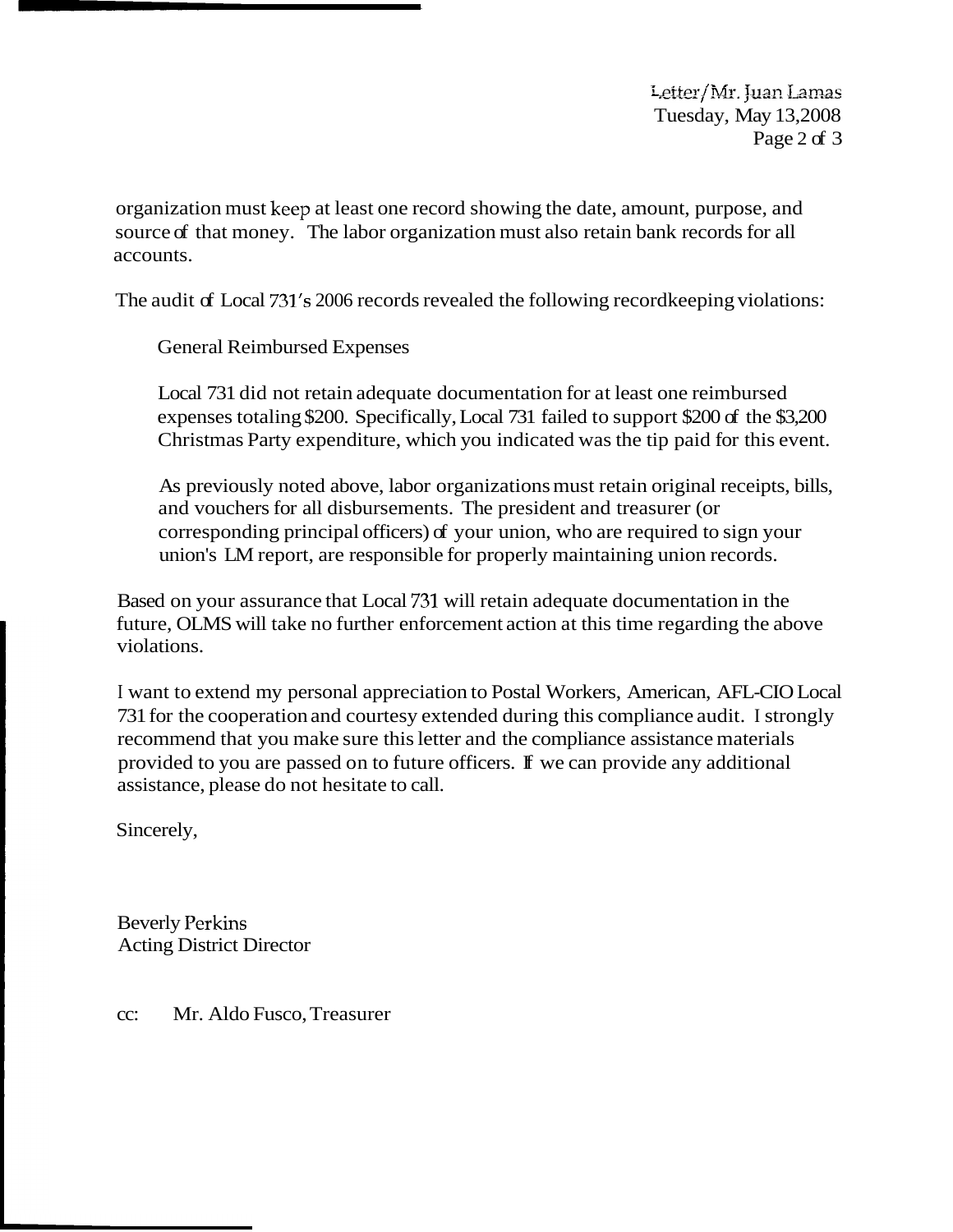organization must keep at least one record showing the date, amount, purpose, and source of that money. The labor organization must also retain bank records for all accounts.

The audit of Local 731's 2006 records revealed the following recordkeeping violations:

General Reimbursed Expenses

Local 731 did not retain adequate documentation for at least one reimbursed expenses totaling $200. Specifically, Local 731 failed to support $200 of the $3,200 Christmas Party expenditure, which you indicated was the tip paid for this event.

As previously noted above, labor organizations must retain original receipts, bills, and vouchers for all disbursements. The president and treasurer (or corresponding principal officers) of your union, who are required to sign your union's LM report, are responsible for properly maintaining union records.

Based on your assurance that Local 731 will retain adequate documentation in the future, OLMS will take no further enforcement action at this time regarding the above violations.

I want to extend my personal appreciation to Postal Workers, American, AFL-CIO Local 731 for the cooperation and courtesy extended during this compliance audit. I strongly recommend that you make sure this letter and the compliance assistance materials provided to you are passed on to future officers. If we can provide any additional assistance, please do not hesitate to call.

Sincerely,

Beverly Perkins
Acting District Director

cc: Mr. Aldo Fusco, Treasurer